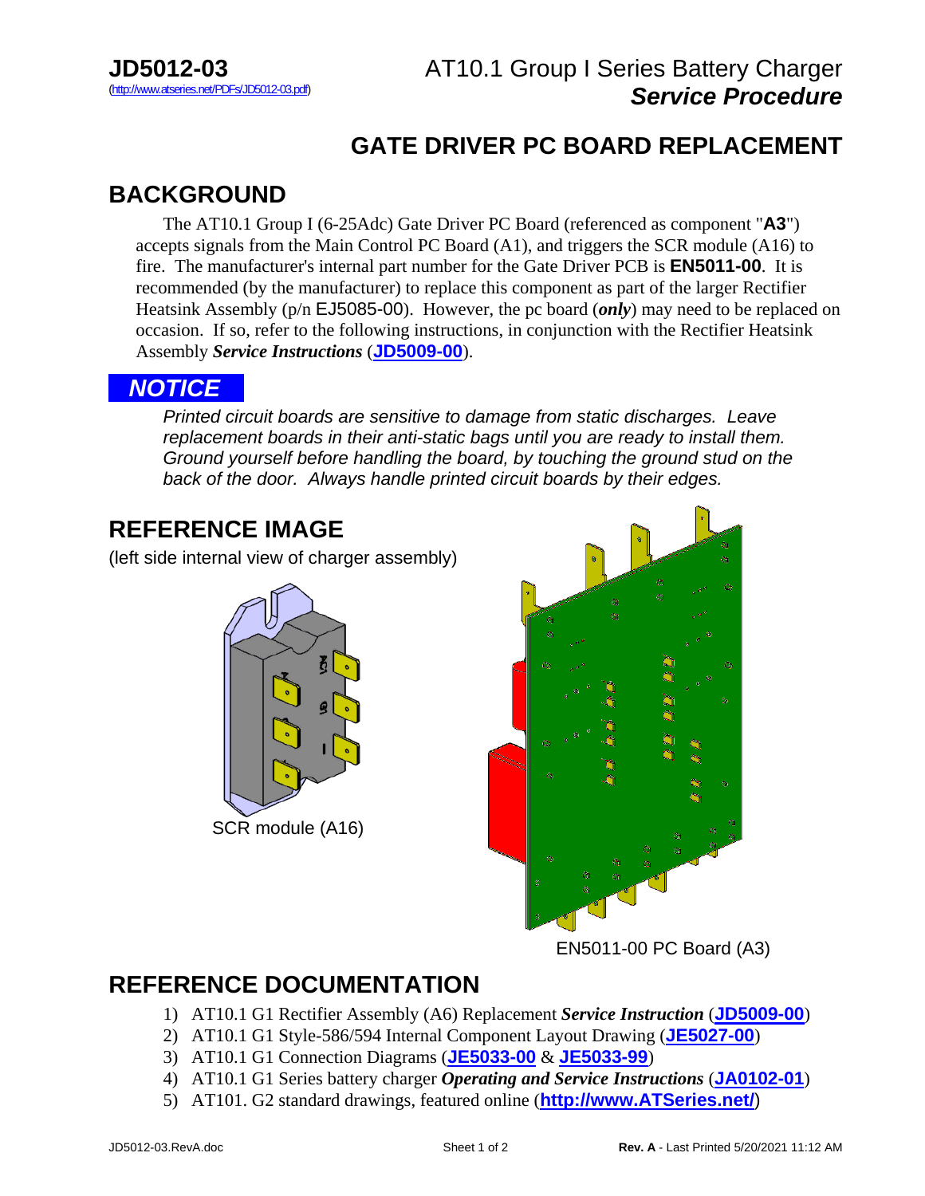**JD5012-03**
(http://www.atseries.net/PDFs/JD5012-03.pdf)

AT10.1 Group I Series Battery Charger
***Service Procedure***

# GATE DRIVER PC BOARD REPLACEMENT

## BACKGROUND

The AT10.1 Group I (6-25Adc) Gate Driver PC Board (referenced as component "**A3**") accepts signals from the Main Control PC Board (A1), and triggers the SCR module (A16) to fire. The manufacturer's internal part number for the Gate Driver PCB is **EN5011-00**. It is recommended (by the manufacturer) to replace this component as part of the larger Rectifier Heatsink Assembly (p/n EJ5085-00). However, the pc board (***only***) may need to be replaced on occasion. If so, refer to the following instructions, in conjunction with the Rectifier Heatsink Assembly ***Service Instructions*** (**JD5009-00**).

***NOTICE***

*Printed circuit boards are sensitive to damage from static discharges. Leave replacement boards in their anti-static bags until you are ready to install them. Ground yourself before handling the board, by touching the ground stud on the back of the door. Always handle printed circuit boards by their edges.*

## REFERENCE IMAGE

(left side internal view of charger assembly)

SCR module (A16)

EN5011-00 PC Board (A3)

## REFERENCE DOCUMENTATION

1) AT10.1 G1 Rectifier Assembly (A6) Replacement ***Service Instruction*** (**JD5009-00**)
2) AT10.1 G1 Style-586/594 Internal Component Layout Drawing (**JE5027-00**)
3) AT10.1 G1 Connection Diagrams (**JE5033-00** & **JE5033-99**)
4) AT10.1 G1 Series battery charger ***Operating and Service Instructions*** (**JA0102-01**)
5) AT101. G2 standard drawings, featured online (**http://www.ATSeries.net/**)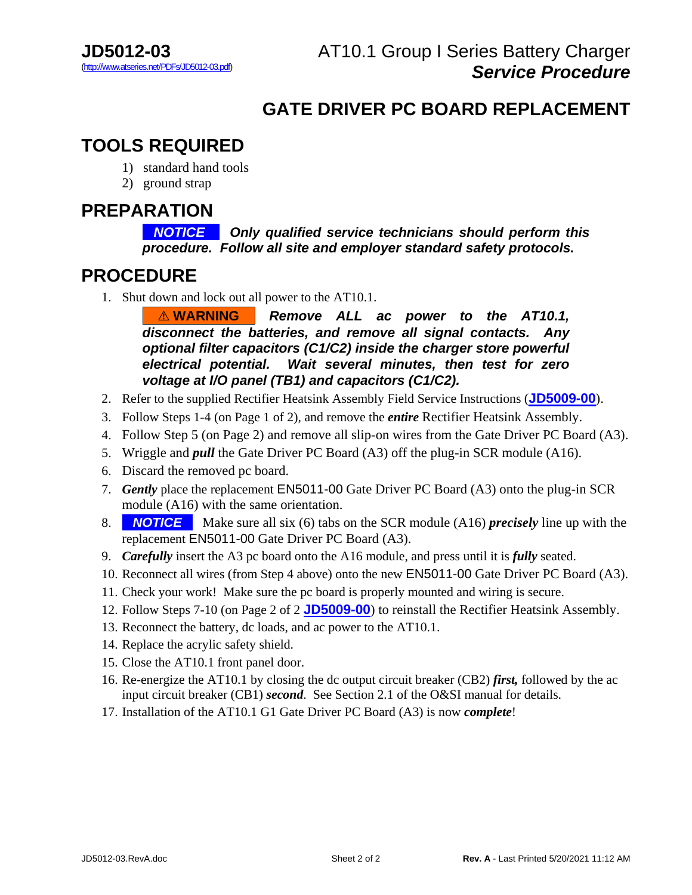**JD5012-03**
(http://www.atseries.net/PDFs/JD5012-03.pdf)

AT10.1 Group I Series Battery Charger
***Service Procedure***

# GATE DRIVER PC BOARD REPLACEMENT

## TOOLS REQUIRED

1) standard hand tools
2) ground strap

## PREPARATION

***NOTICE*** ***Only qualified service technicians should perform this procedure. Follow all site and employer standard safety protocols.***

## PROCEDURE

1. Shut down and lock out all power to the AT10.1.

   **⚠ WARNING** ***Remove ALL ac power to the AT10.1, disconnect the batteries, and remove all signal contacts. Any optional filter capacitors (C1/C2) inside the charger store powerful electrical potential. Wait several minutes, then test for zero voltage at I/O panel (TB1) and capacitors (C1/C2).***

2. Refer to the supplied Rectifier Heatsink Assembly Field Service Instructions (**JD5009-00**).
3. Follow Steps 1-4 (on Page 1 of 2), and remove the ***entire*** Rectifier Heatsink Assembly.
4. Follow Step 5 (on Page 2) and remove all slip-on wires from the Gate Driver PC Board (A3).
5. Wriggle and ***pull*** the Gate Driver PC Board (A3) off the plug-in SCR module (A16).
6. Discard the removed pc board.
7. ***Gently*** place the replacement EN5011-00 Gate Driver PC Board (A3) onto the plug-in SCR module (A16) with the same orientation.
8. ***NOTICE*** Make sure all six (6) tabs on the SCR module (A16) ***precisely*** line up with the replacement EN5011-00 Gate Driver PC Board (A3).
9. ***Carefully*** insert the A3 pc board onto the A16 module, and press until it is ***fully*** seated.
10. Reconnect all wires (from Step 4 above) onto the new EN5011-00 Gate Driver PC Board (A3).
11. Check your work! Make sure the pc board is properly mounted and wiring is secure.
12. Follow Steps 7-10 (on Page 2 of 2 **JD5009-00**) to reinstall the Rectifier Heatsink Assembly.
13. Reconnect the battery, dc loads, and ac power to the AT10.1.
14. Replace the acrylic safety shield.
15. Close the AT10.1 front panel door.
16. Re-energize the AT10.1 by closing the dc output circuit breaker (CB2) ***first,*** followed by the ac input circuit breaker (CB1) ***second***. See Section 2.1 of the O&SI manual for details.
17. Installation of the AT10.1 G1 Gate Driver PC Board (A3) is now ***complete***!